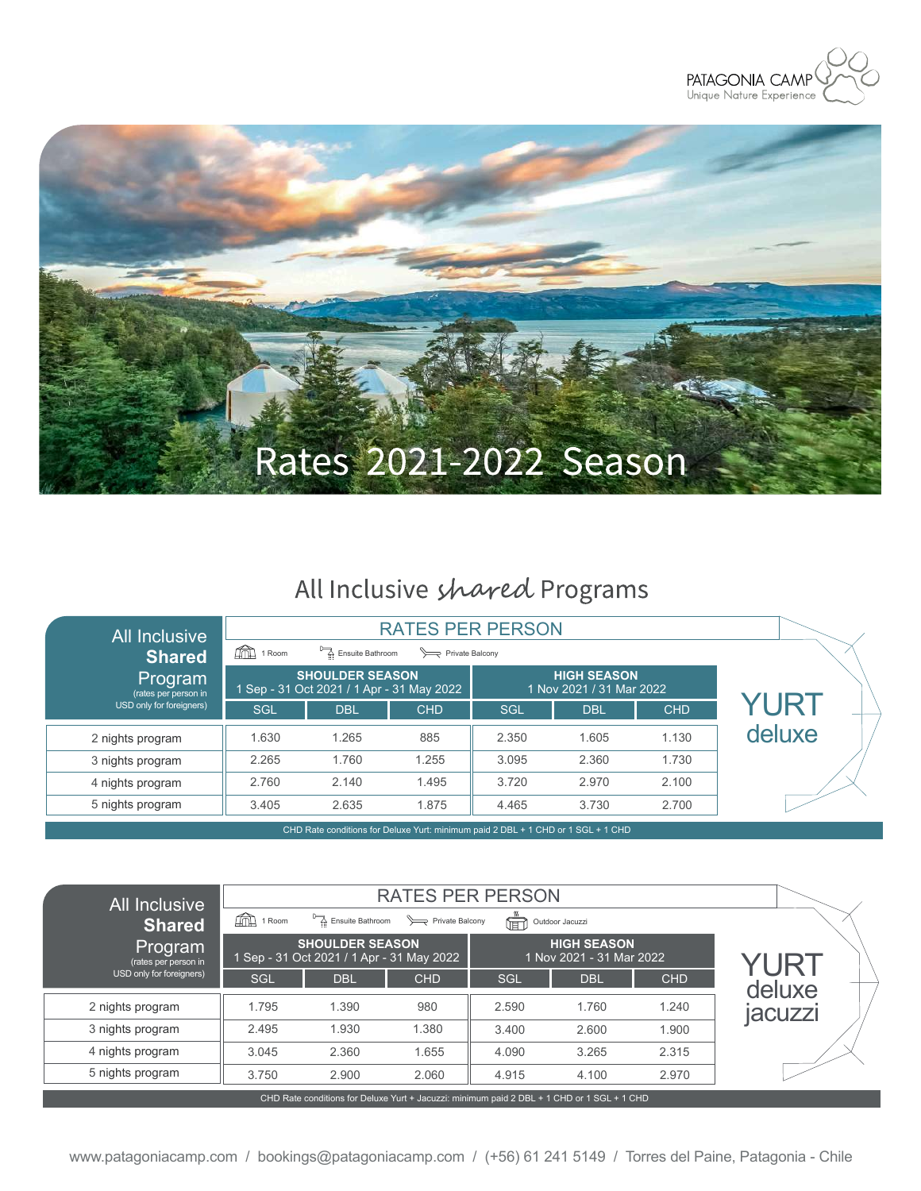PATAGONIA CAMP
Unique Nature Experience

# Rates 2021-2022 Season

## All Inclusive *shared* Programs

### YURT deluxe

RATES PER PERSON — 1 Room · Ensuite Bathroom · Private Balcony

| All Inclusive **Shared** Program (rates per person in USD only for foreigners) | SHOULDER SEASON 1 Sep - 31 Oct 2021 / 1 Apr - 31 May 2022 | | | HIGH SEASON 1 Nov 2021 / 31 Mar 2022 | | |
|---|---|---|---|---|---|---|
| | SGL | DBL | CHD | SGL | DBL | CHD |
| 2 nights program | 1.630 | 1.265 | 885 | 2.350 | 1.605 | 1.130 |
| 3 nights program | 2.265 | 1.760 | 1.255 | 3.095 | 2.360 | 1.730 |
| 4 nights program | 2.760 | 2.140 | 1.495 | 3.720 | 2.970 | 2.100 |
| 5 nights program | 3.405 | 2.635 | 1.875 | 4.465 | 3.730 | 2.700 |

CHD Rate conditions for Deluxe Yurt: minimum paid 2 DBL + 1 CHD or 1 SGL + 1 CHD

### YURT deluxe jacuzzi

RATES PER PERSON — 1 Room · Ensuite Bathroom · Private Balcony · Outdoor Jacuzzi

| All Inclusive **Shared** Program (rates per person in USD only for foreigners) | SHOULDER SEASON 1 Sep - 31 Oct 2021 / 1 Apr - 31 May 2022 | | | HIGH SEASON 1 Nov 2021 - 31 Mar 2022 | | |
|---|---|---|---|---|---|---|
| | SGL | DBL | CHD | SGL | DBL | CHD |
| 2 nights program | 1.795 | 1.390 | 980 | 2.590 | 1.760 | 1.240 |
| 3 nights program | 2.495 | 1.930 | 1.380 | 3.400 | 2.600 | 1.900 |
| 4 nights program | 3.045 | 2.360 | 1.655 | 4.090 | 3.265 | 2.315 |
| 5 nights program | 3.750 | 2.900 | 2.060 | 4.915 | 4.100 | 2.970 |

CHD Rate conditions for Deluxe Yurt + Jacuzzi: minimum paid 2 DBL + 1 CHD or 1 SGL + 1 CHD

www.patagoniacamp.com / bookings@patagoniacamp.com / (+56) 61 241 5149 / Torres del Paine, Patagonia - Chile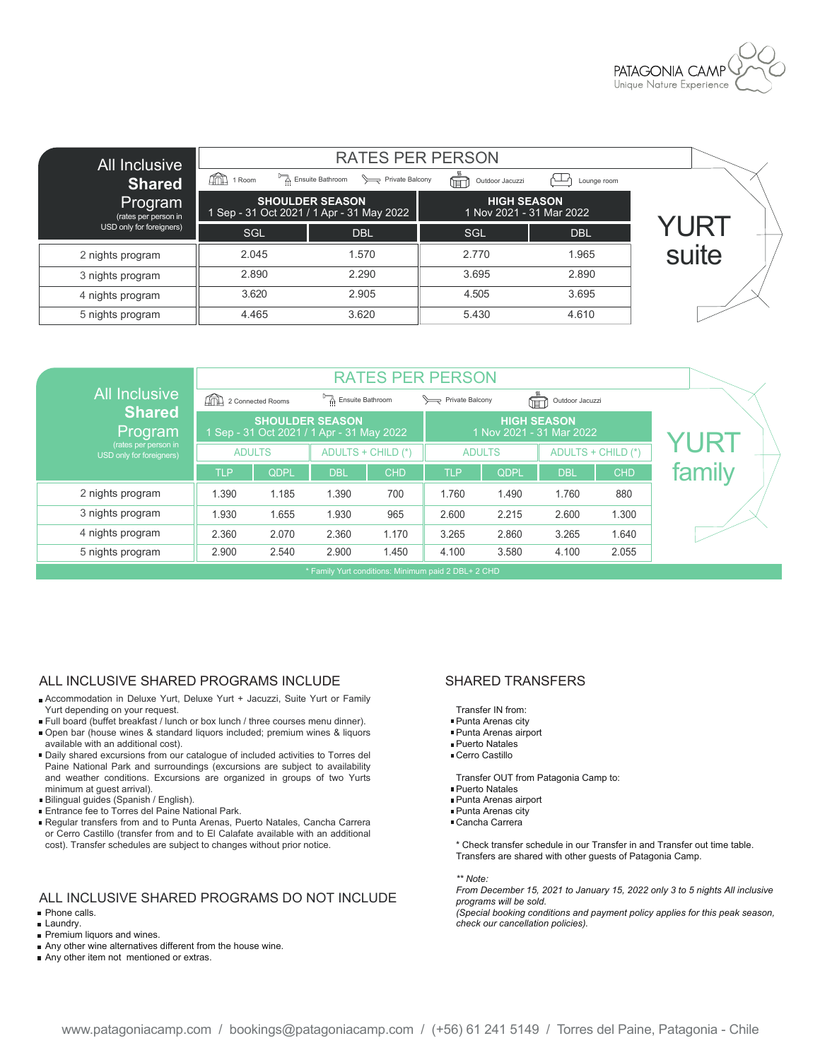PATAGONIA CAMP
Unique Nature Experience

## YURT suite

| All Inclusive **Shared** Program (rates per person in USD only for foreigners) | RATES PER PERSON | | | |
|---|---|---|---|---|
| | 1 Room / Ensuite Bathroom / Private Balcony / Outdoor Jacuzzi / Lounge room | | | |
| | **SHOULDER SEASON** 1 Sep - 31 Oct 2021 / 1 Apr - 31 May 2022 | | **HIGH SEASON** 1 Nov 2021 - 31 Mar 2022 | |
| | SGL | DBL | SGL | DBL |
| 2 nights program | 2.045 | 1.570 | 2.770 | 1.965 |
| 3 nights program | 2.890 | 2.290 | 3.695 | 2.890 |
| 4 nights program | 3.620 | 2.905 | 4.505 | 3.695 |
| 5 nights program | 4.465 | 3.620 | 5.430 | 4.610 |

## YURT family

| All Inclusive **Shared** Program (rates per person in USD only for foreigners) | RATES PER PERSON | | | | | | | |
|---|---|---|---|---|---|---|---|---|
| | 2 Connected Rooms / Ensuite Bathroom / Private Balcony / Outdoor Jacuzzi | | | | | | | |
| | **SHOULDER SEASON** 1 Sep - 31 Oct 2021 / 1 Apr - 31 May 2022 | | | | **HIGH SEASON** 1 Nov 2021 - 31 Mar 2022 | | | |
| | ADULTS | | ADULTS + CHILD (*) | | ADULTS | | ADULTS + CHILD (*) | |
| | TLP | QDPL | DBL | CHD | TLP | QDPL | DBL | CHD |
| 2 nights program | 1.390 | 1.185 | 1.390 | 700 | 1.760 | 1.490 | 1.760 | 880 |
| 3 nights program | 1.930 | 1.655 | 1.930 | 965 | 2.600 | 2.215 | 2.600 | 1.300 |
| 4 nights program | 2.360 | 2.070 | 2.360 | 1.170 | 3.265 | 2.860 | 3.265 | 1.640 |
| 5 nights program | 2.900 | 2.540 | 2.900 | 1.450 | 4.100 | 3.580 | 4.100 | 2.055 |

* Family Yurt conditions: Minimum paid 2 DBL+ 2 CHD

## ALL INCLUSIVE SHARED PROGRAMS INCLUDE

- Accommodation in Deluxe Yurt, Deluxe Yurt + Jacuzzi, Suite Yurt or Family Yurt depending on your request.
- Full board (buffet breakfast / lunch or box lunch / three courses menu dinner).
- Open bar (house wines & standard liquors included; premium wines & liquors available with an additional cost).
- Daily shared excursions from our catalogue of included activities to Torres del Paine National Park and surroundings (excursions are subject to availability and weather conditions. Excursions are organized in groups of two Yurts minimum at guest arrival).
- Bilingual guides (Spanish / English).
- Entrance fee to Torres del Paine National Park.
- Regular transfers from and to Punta Arenas, Puerto Natales, Cancha Carrera or Cerro Castillo (transfer from and to El Calafate available with an additional cost). Transfer schedules are subject to changes without prior notice.

## ALL INCLUSIVE SHARED PROGRAMS DO NOT INCLUDE

- Phone calls.
- Laundry.
- Premium liquors and wines.
- Any other wine alternatives different from the house wine.
- Any other item not mentioned or extras.

## SHARED TRANSFERS

Transfer IN from:

- Punta Arenas city
- Punta Arenas airport
- Puerto Natales
- Cerro Castillo

Transfer OUT from Patagonia Camp to:

- Puerto Natales
- Punta Arenas airport
- Punta Arenas city
- Cancha Carrera

* Check transfer schedule in our Transfer in and Transfer out time table. Transfers are shared with other guests of Patagonia Camp.

*** Note:*

*From December 15, 2021 to January 15, 2022 only 3 to 5 nights All inclusive programs will be sold.*

*(Special booking conditions and payment policy applies for this peak season, check our cancellation policies).*

www.patagoniacamp.com / bookings@patagoniacamp.com / (+56) 61 241 5149 / Torres del Paine, Patagonia - Chile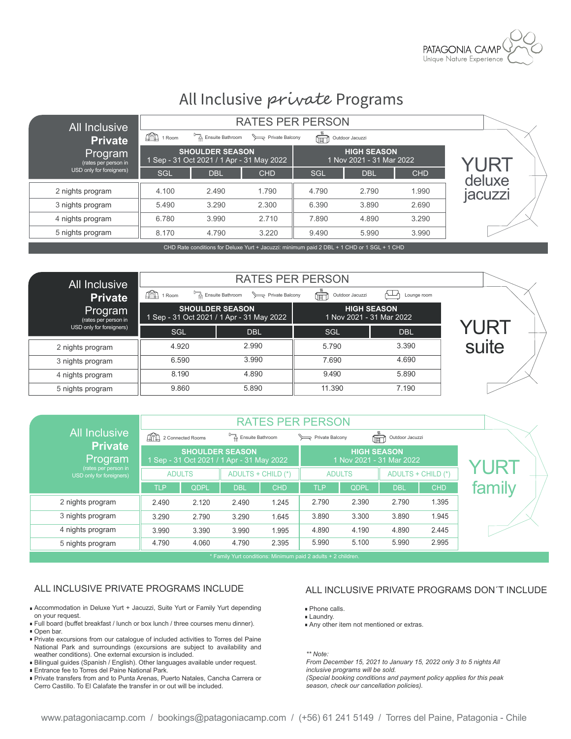# All Inclusive *private* Programs

## YURT deluxe jacuzzi

**RATES PER PERSON**

1 Room · Ensuite Bathroom · Private Balcony · Outdoor Jacuzzi

| All Inclusive **Private** Program (rates per person in USD only for foreigners) | SHOULDER SEASON 1 Sep - 31 Oct 2021 / 1 Apr - 31 May 2022 | | | HIGH SEASON 1 Nov 2021 - 31 Mar 2022 | | |
|---|---|---|---|---|---|---|
| | SGL | DBL | CHD | SGL | DBL | CHD |
| 2 nights program | 4.100 | 2.490 | 1.790 | 4.790 | 2.790 | 1.990 |
| 3 nights program | 5.490 | 3.290 | 2.300 | 6.390 | 3.890 | 2.690 |
| 4 nights program | 6.780 | 3.990 | 2.710 | 7.890 | 4.890 | 3.290 |
| 5 nights program | 8.170 | 4.790 | 3.220 | 9.490 | 5.990 | 3.990 |

CHD Rate conditions for Deluxe Yurt + Jacuzzi: minimum paid 2 DBL + 1 CHD or 1 SGL + 1 CHD

## YURT suite

**RATES PER PERSON**

1 Room · Ensuite Bathroom · Private Balcony · Outdoor Jacuzzi · Lounge room

| All Inclusive **Private** Program (rates per person in USD only for foreigners) | SHOULDER SEASON 1 Sep - 31 Oct 2021 / 1 Apr - 31 May 2022 | | HIGH SEASON 1 Nov 2021 - 31 Mar 2022 | |
|---|---|---|---|---|
| | SGL | DBL | SGL | DBL |
| 2 nights program | 4.920 | 2.990 | 5.790 | 3.390 |
| 3 nights program | 6.590 | 3.990 | 7.690 | 4.690 |
| 4 nights program | 8.190 | 4.890 | 9.490 | 5.890 |
| 5 nights program | 9.860 | 5.890 | 11.390 | 7.190 |

## YURT family

**RATES PER PERSON**

2 Connected Rooms · Ensuite Bathroom · Private Balcony · Outdoor Jacuzzi

| All Inclusive **Private** Program (rates per person in USD only for foreigners) | SHOULDER SEASON 1 Sep - 31 Oct 2021 / 1 Apr - 31 May 2022 | | | | HIGH SEASON 1 Nov 2021 - 31 Mar 2022 | | | |
|---|---|---|---|---|---|---|---|---|
| | ADULTS | | ADULTS + CHILD (*) | | ADULTS | | ADULTS + CHILD (*) | |
| | TLP | QDPL | DBL | CHD | TLP | QDPL | DBL | CHD |
| 2 nights program | 2.490 | 2.120 | 2.490 | 1.245 | 2.790 | 2.390 | 2.790 | 1.395 |
| 3 nights program | 3.290 | 2.790 | 3.290 | 1.645 | 3.890 | 3.300 | 3.890 | 1.945 |
| 4 nights program | 3.990 | 3.390 | 3.990 | 1.995 | 4.890 | 4.190 | 4.890 | 2.445 |
| 5 nights program | 4.790 | 4.060 | 4.790 | 2.395 | 5.990 | 5.100 | 5.990 | 2.995 |

* Family Yurt conditions: Minimum paid 2 adults + 2 children.

## ALL INCLUSIVE PRIVATE PROGRAMS INCLUDE

- Accommodation in Deluxe Yurt + Jacuzzi, Suite Yurt or Family Yurt depending on your request.
- Full board (buffet breakfast / lunch or box lunch / three courses menu dinner).
- Open bar.
- Private excursions from our catalogue of included activities to Torres del Paine National Park and surroundings (excursions are subject to availability and weather conditions). One external excursion is included.
- Bilingual guides (Spanish / English). Other languages available under request.
- Entrance fee to Torres del Paine National Park.
- Private transfers from and to Punta Arenas, Puerto Natales, Cancha Carrera or Cerro Castillo. To El Calafate the transfer in or out will be included.

## ALL INCLUSIVE PRIVATE PROGRAMS DON´T INCLUDE

- Phone calls.
- Laundry.
- Any other item not mentioned or extras.

*** Note:*
*From December 15, 2021 to January 15, 2022 only 3 to 5 nights All inclusive programs will be sold.*
*(Special booking conditions and payment policy applies for this peak season, check our cancellation policies).*

www.patagoniacamp.com / bookings@patagoniacamp.com / (+56) 61 241 5149 / Torres del Paine, Patagonia - Chile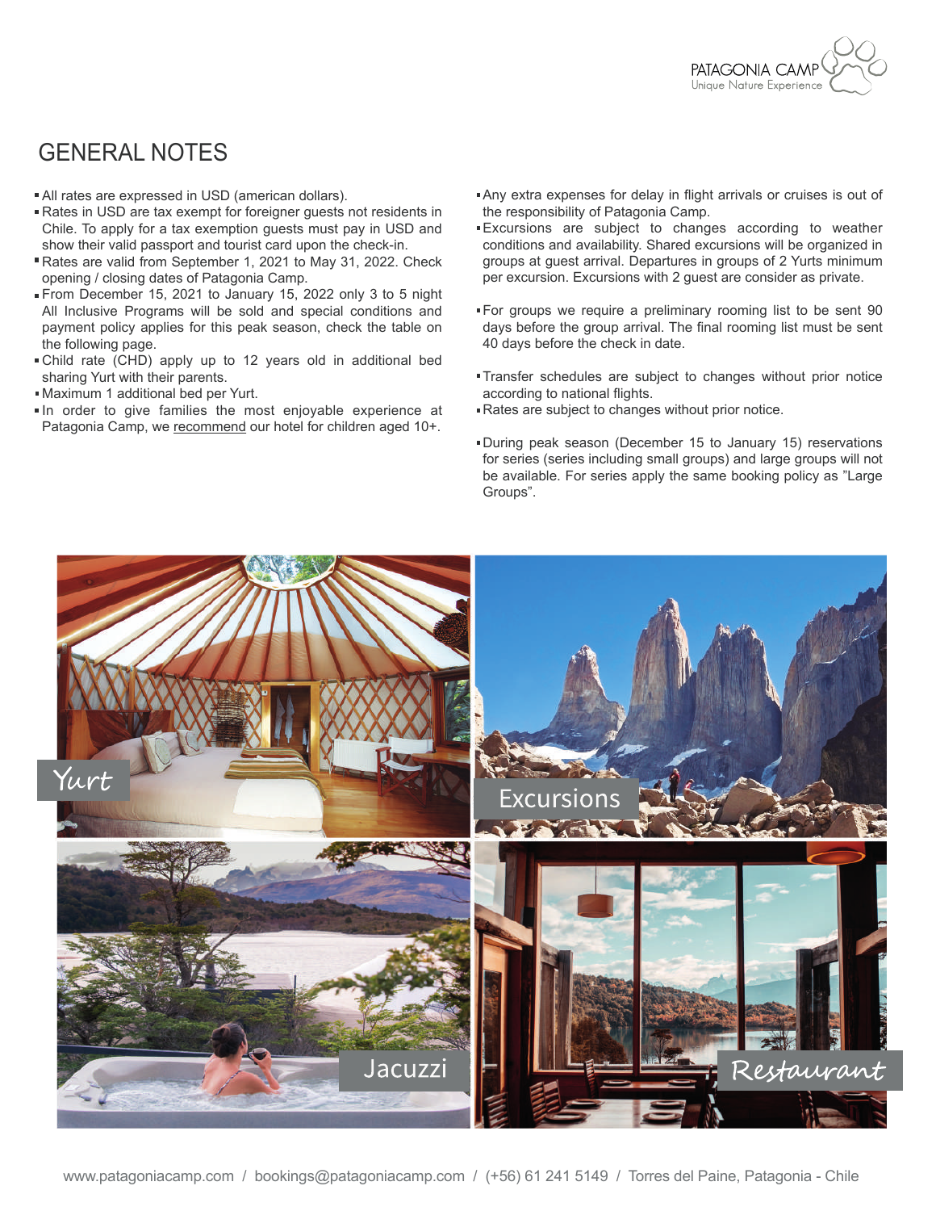# GENERAL NOTES

- All rates are expressed in USD (american dollars).
- Rates in USD are tax exempt for foreigner guests not residents in Chile. To apply for a tax exemption guests must pay in USD and show their valid passport and tourist card upon the check-in.
- Rates are valid from September 1, 2021 to May 31, 2022. Check opening / closing dates of Patagonia Camp.
- From December 15, 2021 to January 15, 2022 only 3 to 5 night All Inclusive Programs will be sold and special conditions and payment policy applies for this peak season, check the table on the following page.
- Child rate (CHD) apply up to 12 years old in additional bed sharing Yurt with their parents.
- Maximum 1 additional bed per Yurt.
- In order to give families the most enjoyable experience at Patagonia Camp, we recommend our hotel for children aged 10+.
- Any extra expenses for delay in flight arrivals or cruises is out of the responsibility of Patagonia Camp.
- Excursions are subject to changes according to weather conditions and availability. Shared excursions will be organized in groups at guest arrival. Departures in groups of 2 Yurts minimum per excursion. Excursions with 2 guest are consider as private.
- For groups we require a preliminary rooming list to be sent 90 days before the group arrival. The final rooming list must be sent 40 days before the check in date.
- Transfer schedules are subject to changes without prior notice according to national flights.
- Rates are subject to changes without prior notice.
- During peak season (December 15 to January 15) reservations for series (series including small groups) and large groups will not be available. For series apply the same booking policy as "Large Groups".

Yurt

Excursions

Jacuzzi

Restaurant

www.patagoniacamp.com / bookings@patagoniacamp.com / (+56) 61 241 5149 / Torres del Paine, Patagonia - Chile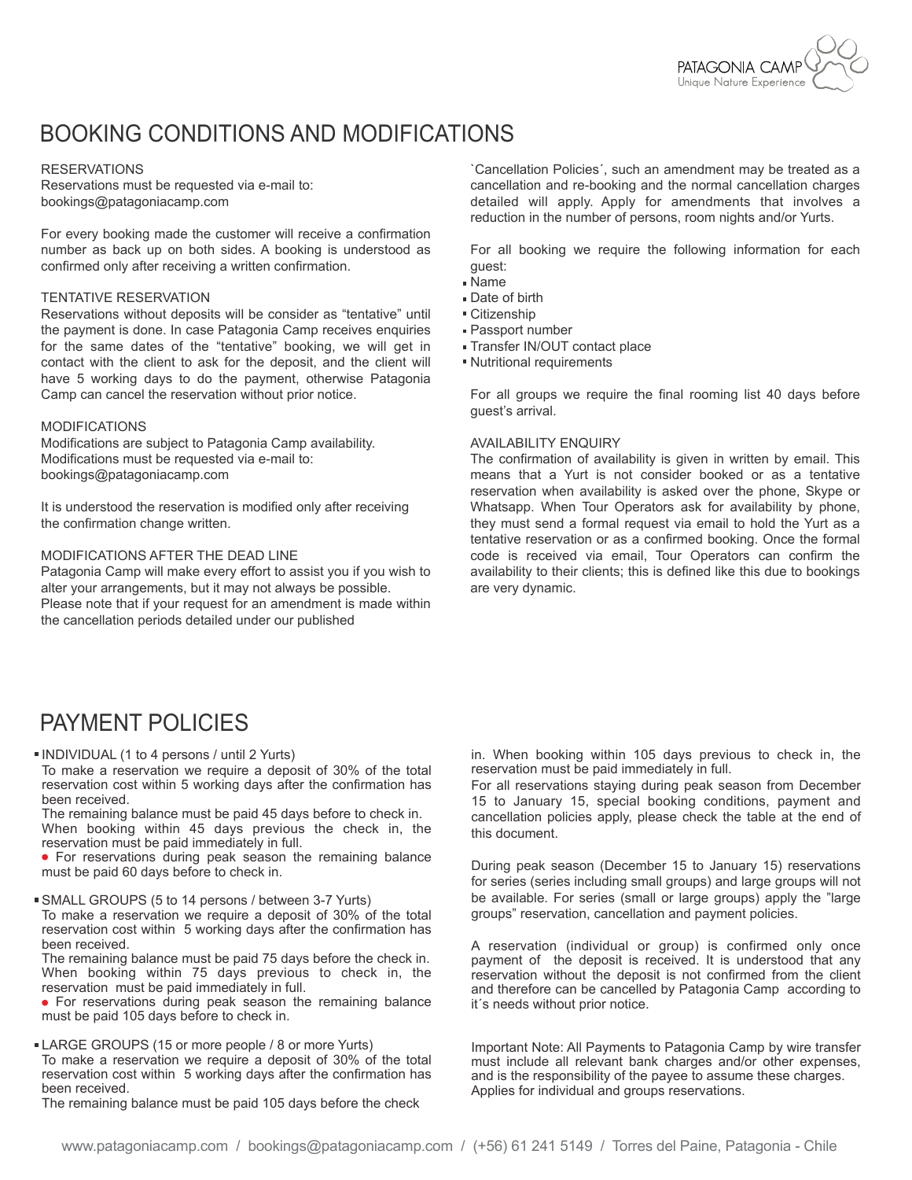# BOOKING CONDITIONS AND MODIFICATIONS

RESERVATIONS

Reservations must be requested via e-mail to: bookings@patagoniacamp.com

For every booking made the customer will receive a confirmation number as back up on both sides. A booking is understood as confirmed only after receiving a written confirmation.

TENTATIVE RESERVATION

Reservations without deposits will be consider as "tentative" until the payment is done. In case Patagonia Camp receives enquiries for the same dates of the "tentative" booking, we will get in contact with the client to ask for the deposit, and the client will have 5 working days to do the payment, otherwise Patagonia Camp can cancel the reservation without prior notice.

MODIFICATIONS

Modifications are subject to Patagonia Camp availability.
Modifications must be requested via e-mail to: bookings@patagoniacamp.com

It is understood the reservation is modified only after receiving the confirmation change written.

MODIFICATIONS AFTER THE DEAD LINE

Patagonia Camp will make every effort to assist you if you wish to alter your arrangements, but it may not always be possible.
Please note that if your request for an amendment is made within the cancellation periods detailed under our published `Cancellation Policies´, such an amendment may be treated as a cancellation and re-booking and the normal cancellation charges detailed will apply. Apply for amendments that involves a reduction in the number of persons, room nights and/or Yurts.

For all booking we require the following information for each guest:

- Name
- Date of birth
- Citizenship
- Passport number
- Transfer IN/OUT contact place
- Nutritional requirements

For all groups we require the final rooming list 40 days before guest's arrival.

AVAILABILITY ENQUIRY

The confirmation of availability is given in written by email. This means that a Yurt is not consider booked or as a tentative reservation when availability is asked over the phone, Skype or Whatsapp. When Tour Operators ask for availability by phone, they must send a formal request via email to hold the Yurt as a tentative reservation or as a confirmed booking. Once the formal code is received via email, Tour Operators can confirm the availability to their clients; this is defined like this due to bookings are very dynamic.

# PAYMENT POLICIES

- INDIVIDUAL (1 to 4 persons / until 2 Yurts)

  To make a reservation we require a deposit of 30% of the total reservation cost within 5 working days after the confirmation has been received.
  The remaining balance must be paid 45 days before to check in.
  When booking within 45 days previous the check in, the reservation must be paid immediately in full.
  - For reservations during peak season the remaining balance must be paid 60 days before to check in.

- SMALL GROUPS (5 to 14 persons / between 3-7 Yurts)

  To make a reservation we require a deposit of 30% of the total reservation cost within 5 working days after the confirmation has been received.
  The remaining balance must be paid 75 days before the check in.
  When booking within 75 days previous to check in, the reservation must be paid immediately in full.
  - For reservations during peak season the remaining balance must be paid 105 days before to check in.

- LARGE GROUPS (15 or more people / 8 or more Yurts)

  To make a reservation we require a deposit of 30% of the total reservation cost within 5 working days after the confirmation has been received.
  The remaining balance must be paid 105 days before the check in. When booking within 105 days previous to check in, the reservation must be paid immediately in full.
  For all reservations staying during peak season from December 15 to January 15, special booking conditions, payment and cancellation policies apply, please check the table at the end of this document.

During peak season (December 15 to January 15) reservations for series (series including small groups) and large groups will not be available. For series (small or large groups) apply the "large groups" reservation, cancellation and payment policies.

A reservation (individual or group) is confirmed only once payment of the deposit is received. It is understood that any reservation without the deposit is not confirmed from the client and therefore can be cancelled by Patagonia Camp according to it´s needs without prior notice.

Important Note: All Payments to Patagonia Camp by wire transfer must include all relevant bank charges and/or other expenses, and is the responsibility of the payee to assume these charges. Applies for individual and groups reservations.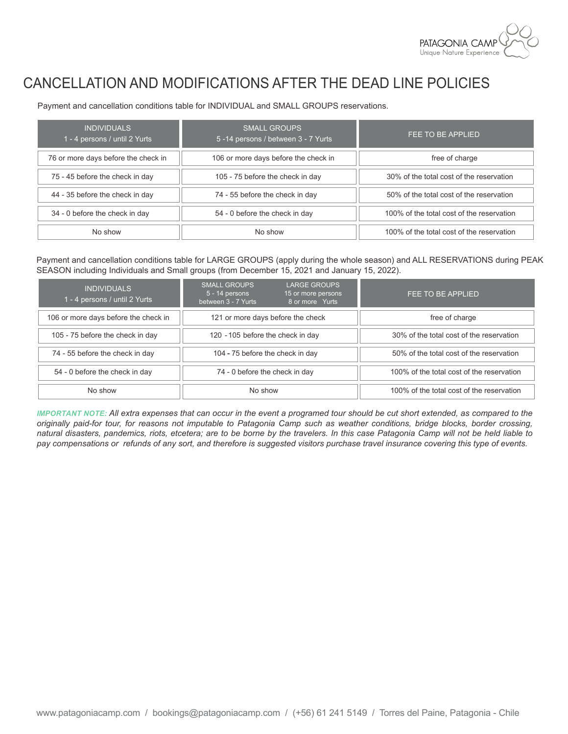# CANCELLATION AND MODIFICATIONS AFTER THE DEAD LINE POLICIES

Payment and cancellation conditions table for INDIVIDUAL and SMALL GROUPS reservations.

| INDIVIDUALS 1 - 4 persons / until 2 Yurts | SMALL GROUPS 5 -14 persons / between 3 - 7 Yurts | FEE TO BE APPLIED |
|---|---|---|
| 76 or more days before the check in | 106 or more days before the check in | free of charge |
| 75 - 45 before the check in day | 105 - 75 before the check in day | 30% of the total cost of the reservation |
| 44 - 35 before the check in day | 74 - 55 before the check in day | 50% of the total cost of the reservation |
| 34 - 0 before the check in day | 54 - 0 before the check in day | 100% of the total cost of the reservation |
| No show | No show | 100% of the total cost of the reservation |

Payment and cancellation conditions table for LARGE GROUPS (apply during the whole season) and ALL RESERVATIONS during PEAK SEASON including Individuals and Small groups (from December 15, 2021 and January 15, 2022).

| INDIVIDUALS 1 - 4 persons / until 2 Yurts | SMALL GROUPS 5 - 14 persons between 3 - 7 Yurts / LARGE GROUPS 15 or more persons 8 or more Yurts | FEE TO BE APPLIED |
|---|---|---|
| 106 or more days before the check in | 121 or more days before the check | free of charge |
| 105 - 75 before the check in day | 120 -105 before the check in day | 30% of the total cost of the reservation |
| 74 - 55 before the check in day | 104 - 75 before the check in day | 50% of the total cost of the reservation |
| 54 - 0 before the check in day | 74 - 0 before the check in day | 100% of the total cost of the reservation |
| No show | No show | 100% of the total cost of the reservation |

*IMPORTANT NOTE: All extra expenses that can occur in the event a programed tour should be cut short extended, as compared to the originally paid-for tour, for reasons not imputable to Patagonia Camp such as weather conditions, bridge blocks, border crossing, natural disasters, pandemics, riots, etcetera; are to be borne by the travelers. In this case Patagonia Camp will not be held liable to pay compensations or refunds of any sort, and therefore is suggested visitors purchase travel insurance covering this type of events.*